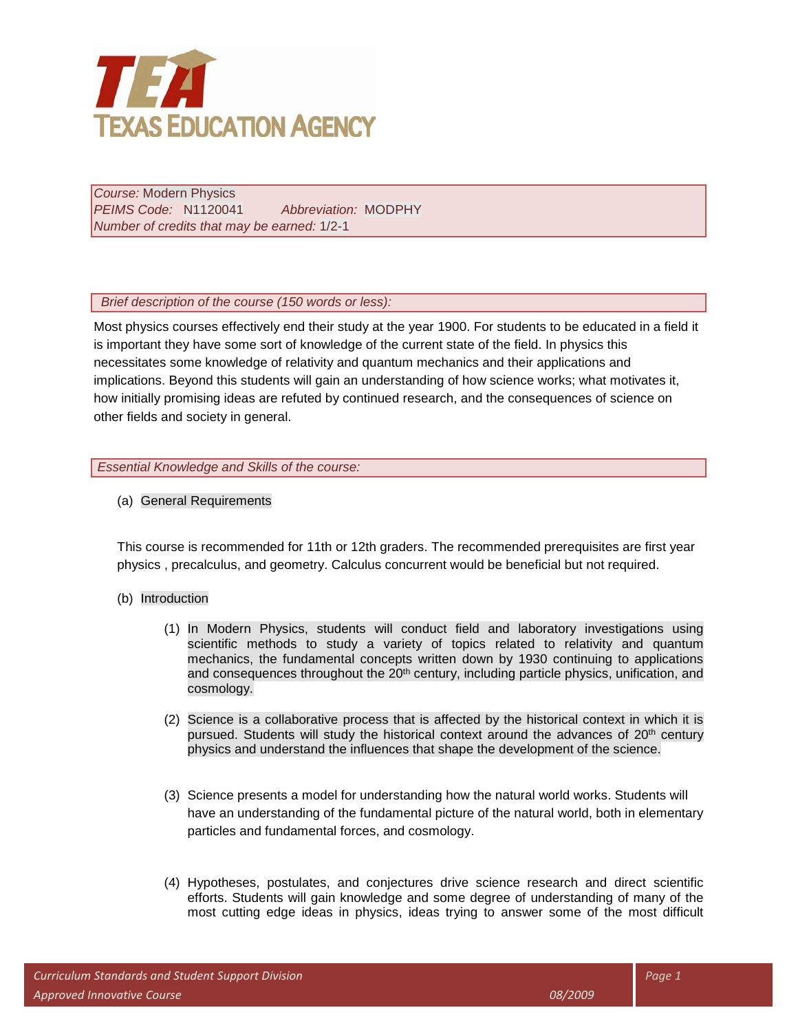# TEA Texas Education Agency

*Course:* Modern Physics
*PEIMS Code:* N1120041 *Abbreviation:* MODPHY
*Number of credits that may be earned:* 1/2-1

*Brief description of the course (150 words or less):*

Most physics courses effectively end their study at the year 1900. For students to be educated in a field it is important they have some sort of knowledge of the current state of the field. In physics this necessitates some knowledge of relativity and quantum mechanics and their applications and implications. Beyond this students will gain an understanding of how science works; what motivates it, how initially promising ideas are refuted by continued research, and the consequences of science on other fields and society in general.

*Essential Knowledge and Skills of the course:*

(a) General Requirements

This course is recommended for 11th or 12th graders. The recommended prerequisites are first year physics , precalculus, and geometry. Calculus concurrent would be beneficial but not required.

(b) Introduction

(1) In Modern Physics, students will conduct field and laboratory investigations using scientific methods to study a variety of topics related to relativity and quantum mechanics, the fundamental concepts written down by 1930 continuing to applications and consequences throughout the 20th century, including particle physics, unification, and cosmology.

(2) Science is a collaborative process that is affected by the historical context in which it is pursued. Students will study the historical context around the advances of 20th century physics and understand the influences that shape the development of the science.

(3) Science presents a model for understanding how the natural world works. Students will have an understanding of the fundamental picture of the natural world, both in elementary particles and fundamental forces, and cosmology.

(4) Hypotheses, postulates, and conjectures drive science research and direct scientific efforts. Students will gain knowledge and some degree of understanding of many of the most cutting edge ideas in physics, ideas trying to answer some of the most difficult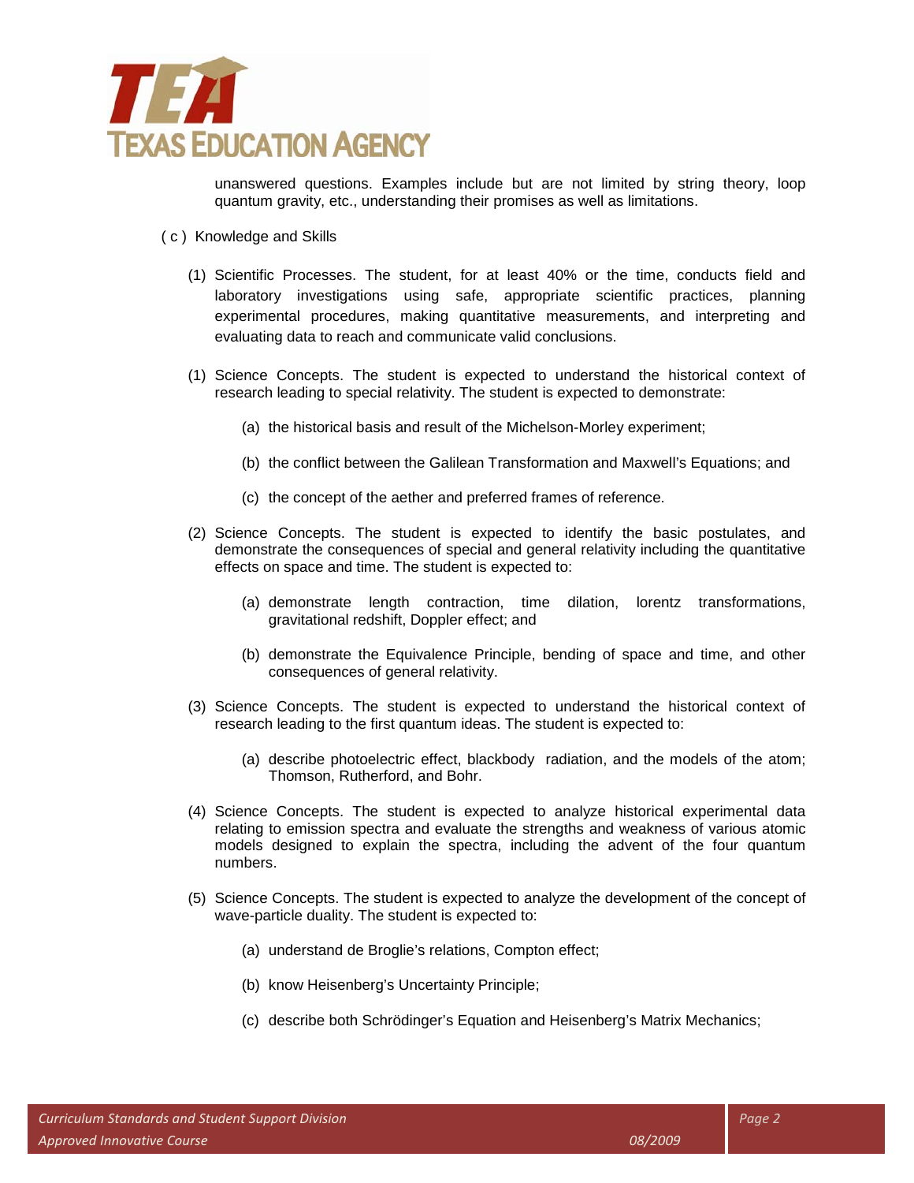unanswered questions. Examples include but are not limited by string theory, loop quantum gravity, etc., understanding their promises as well as limitations.

( c ) Knowledge and Skills

(1) Scientific Processes. The student, for at least 40% or the time, conducts field and laboratory investigations using safe, appropriate scientific practices, planning experimental procedures, making quantitative measurements, and interpreting and evaluating data to reach and communicate valid conclusions.

(1) Science Concepts. The student is expected to understand the historical context of research leading to special relativity. The student is expected to demonstrate:

(a) the historical basis and result of the Michelson-Morley experiment;

(b) the conflict between the Galilean Transformation and Maxwell's Equations; and

(c) the concept of the aether and preferred frames of reference.

(2) Science Concepts. The student is expected to identify the basic postulates, and demonstrate the consequences of special and general relativity including the quantitative effects on space and time. The student is expected to:

(a) demonstrate length contraction, time dilation, lorentz transformations, gravitational redshift, Doppler effect; and

(b) demonstrate the Equivalence Principle, bending of space and time, and other consequences of general relativity.

(3) Science Concepts. The student is expected to understand the historical context of research leading to the first quantum ideas. The student is expected to:

(a) describe photoelectric effect, blackbody radiation, and the models of the atom; Thomson, Rutherford, and Bohr.

(4) Science Concepts. The student is expected to analyze historical experimental data relating to emission spectra and evaluate the strengths and weakness of various atomic models designed to explain the spectra, including the advent of the four quantum numbers.

(5) Science Concepts. The student is expected to analyze the development of the concept of wave-particle duality. The student is expected to:

(a) understand de Broglie's relations, Compton effect;

(b) know Heisenberg's Uncertainty Principle;

(c) describe both Schrödinger's Equation and Heisenberg's Matrix Mechanics;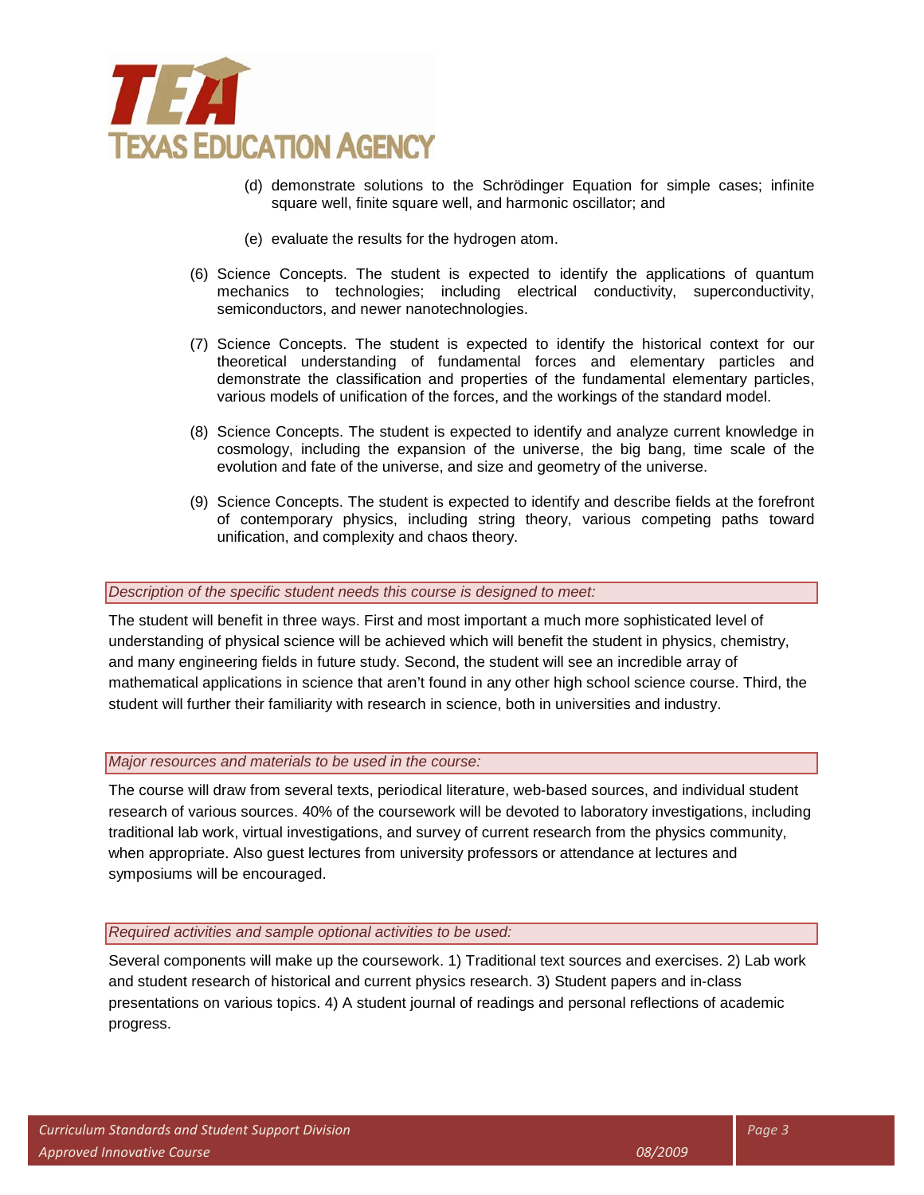(d) demonstrate solutions to the Schrödinger Equation for simple cases; infinite square well, finite square well, and harmonic oscillator; and

(e) evaluate the results for the hydrogen atom.

(6) Science Concepts. The student is expected to identify the applications of quantum mechanics to technologies; including electrical conductivity, superconductivity, semiconductors, and newer nanotechnologies.

(7) Science Concepts. The student is expected to identify the historical context for our theoretical understanding of fundamental forces and elementary particles and demonstrate the classification and properties of the fundamental elementary particles, various models of unification of the forces, and the workings of the standard model.

(8) Science Concepts. The student is expected to identify and analyze current knowledge in cosmology, including the expansion of the universe, the big bang, time scale of the evolution and fate of the universe, and size and geometry of the universe.

(9) Science Concepts. The student is expected to identify and describe fields at the forefront of contemporary physics, including string theory, various competing paths toward unification, and complexity and chaos theory.

*Description of the specific student needs this course is designed to meet:*

The student will benefit in three ways. First and most important a much more sophisticated level of understanding of physical science will be achieved which will benefit the student in physics, chemistry, and many engineering fields in future study. Second, the student will see an incredible array of mathematical applications in science that aren't found in any other high school science course. Third, the student will further their familiarity with research in science, both in universities and industry.

*Major resources and materials to be used in the course:*

The course will draw from several texts, periodical literature, web-based sources, and individual student research of various sources. 40% of the coursework will be devoted to laboratory investigations, including traditional lab work, virtual investigations, and survey of current research from the physics community, when appropriate. Also guest lectures from university professors or attendance at lectures and symposiums will be encouraged.

*Required activities and sample optional activities to be used:*

Several components will make up the coursework. 1) Traditional text sources and exercises. 2) Lab work and student research of historical and current physics research. 3) Student papers and in-class presentations on various topics. 4) A student journal of readings and personal reflections of academic progress.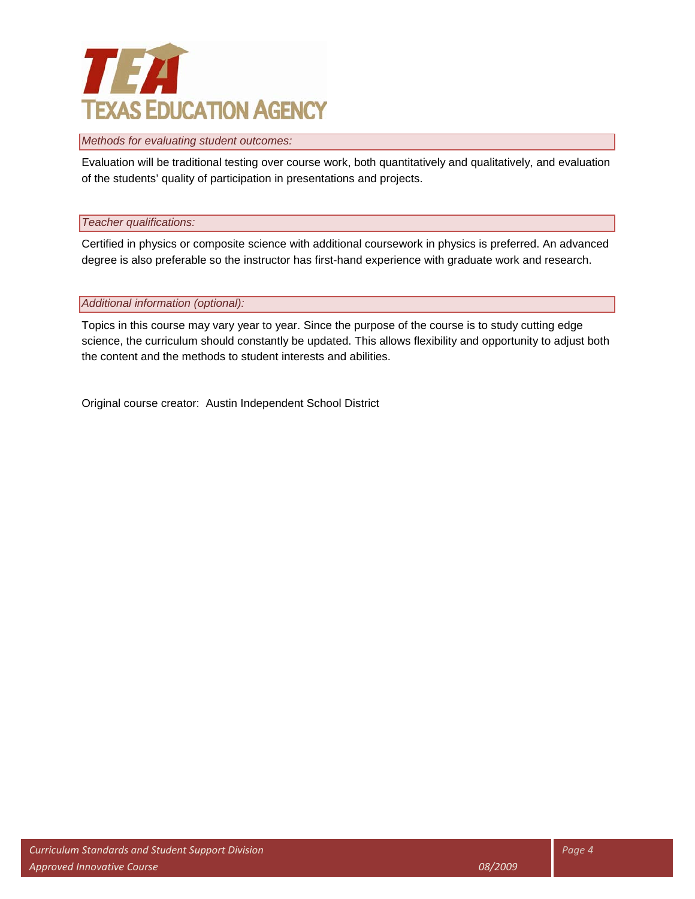*Methods for evaluating student outcomes:*

Evaluation will be traditional testing over course work, both quantitatively and qualitatively, and evaluation of the students' quality of participation in presentations and projects.

*Teacher qualifications:*

Certified in physics or composite science with additional coursework in physics is preferred. An advanced degree is also preferable so the instructor has first-hand experience with graduate work and research.

*Additional information (optional):*

Topics in this course may vary year to year. Since the purpose of the course is to study cutting edge science, the curriculum should constantly be updated. This allows flexibility and opportunity to adjust both the content and the methods to student interests and abilities.

Original course creator: Austin Independent School District